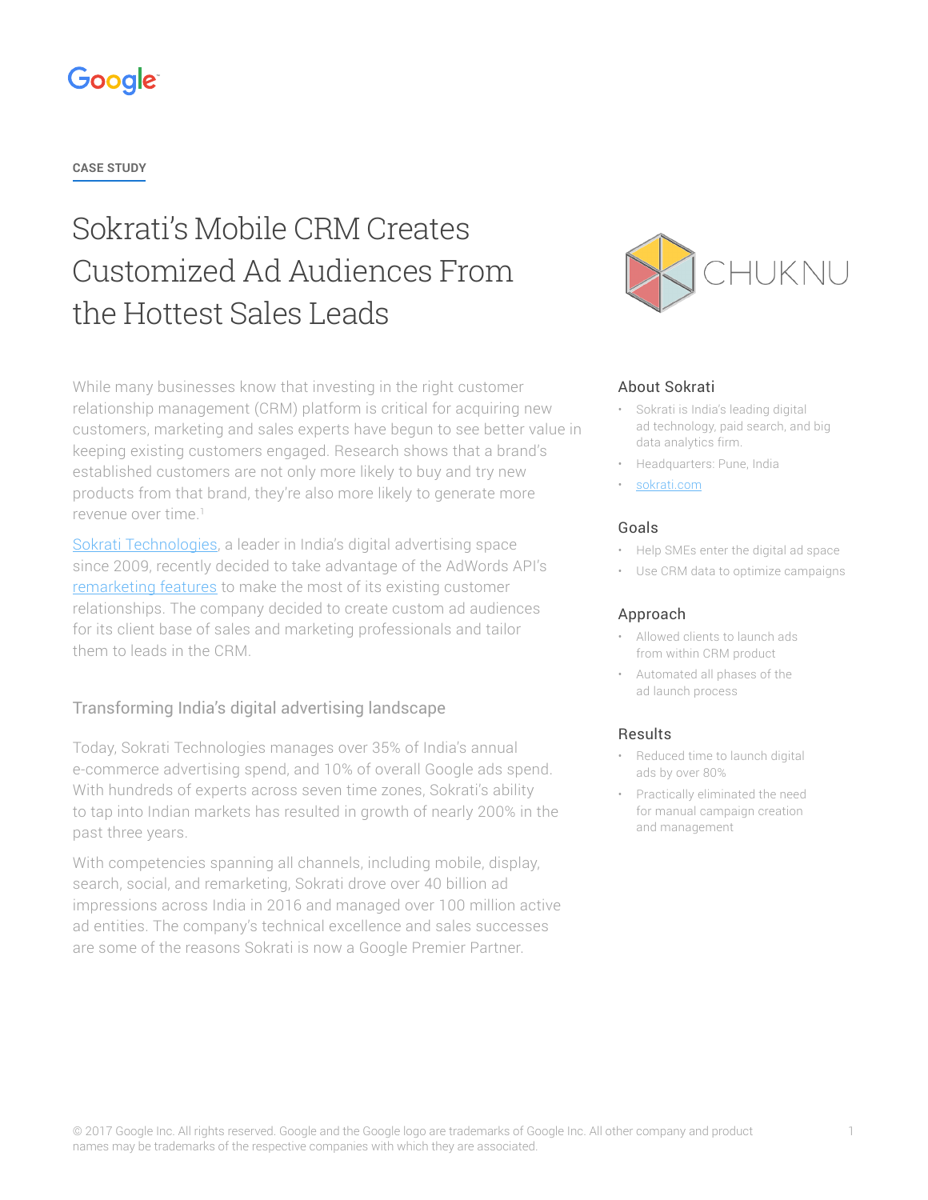CASE STUDY

# Sokrati's Mobile CRM Creates Customized Ad Audiences From the Hottest Sales Leads

While many businesses know that investing in the right customer relationship management (CRM) platform is critical for acquiring new customers, marketing and sales experts have begun to see better value in keeping existing customers engaged. Research shows that a brand's established customers are not only more likely to buy and try new products from that brand, they're also more likely to generate more revenue over time.[1]

[Sokrati Technologies](https://sokrati.com), a leader in India's digital advertising space since 2009, recently decided to take advantage of the AdWords API's [remarketing features](#) to make the most of its existing customer relationships. The company decided to create custom ad audiences for its client base of sales and marketing professionals and tailor them to leads in the CRM.

## Transforming India's digital advertising landscape

Today, Sokrati Technologies manages over 35% of India's annual e-commerce advertising spend, and 10% of overall Google ads spend. With hundreds of experts across seven time zones, Sokrati's ability to tap into Indian markets has resulted in growth of nearly 200% in the past three years.

With competencies spanning all channels, including mobile, display, search, social, and remarketing, Sokrati drove over 40 billion ad impressions across India in 2016 and managed over 100 million active ad entities. The company's technical excellence and sales successes are some of the reasons Sokrati is now a Google Premier Partner.

### About Sokrati

- Sokrati is India's leading digital ad technology, paid search, and big data analytics firm.
- Headquarters: Pune, India
- [sokrati.com](https://sokrati.com)

### Goals

- Help SMEs enter the digital ad space
- Use CRM data to optimize campaigns

### Approach

- Allowed clients to launch ads from within CRM product
- Automated all phases of the ad launch process

### Results

- Reduced time to launch digital ads by over 80%
- Practically eliminated the need for manual campaign creation and management

© 2017 Google Inc. All rights reserved. Google and the Google logo are trademarks of Google Inc. All other company and product names may be trademarks of the respective companies with which they are associated.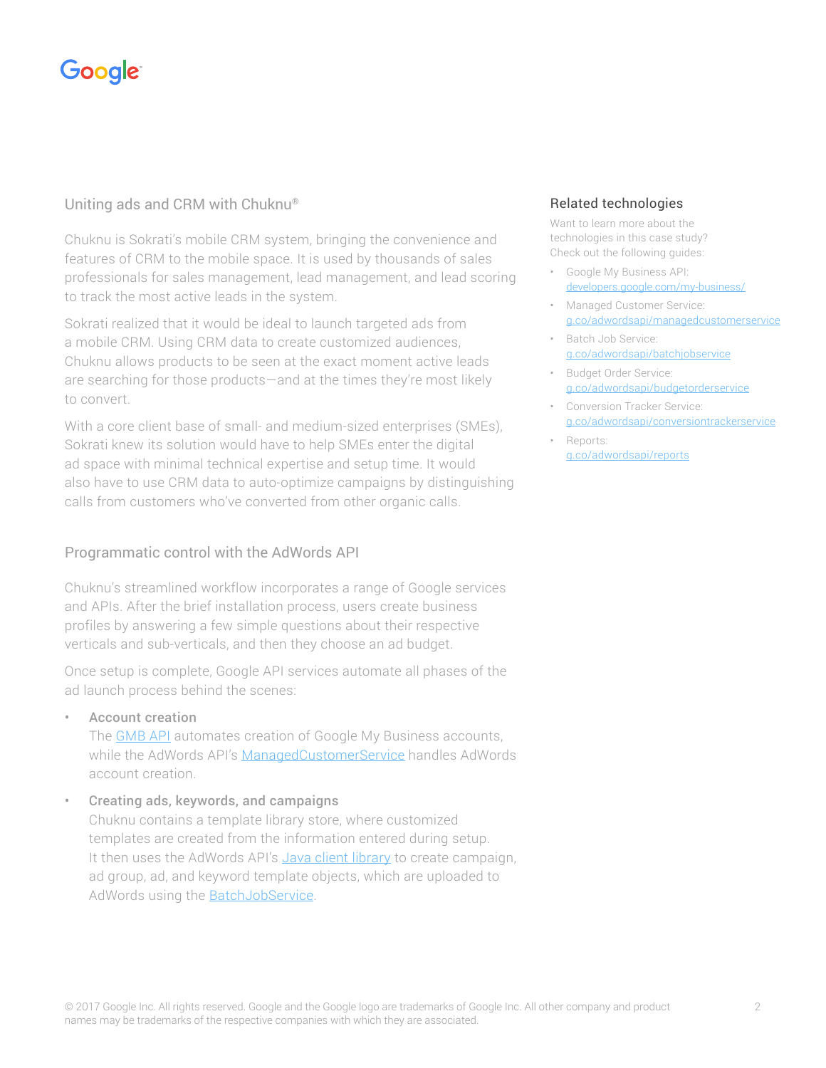## Uniting ads and CRM with Chuknu®

Chuknu is Sokrati's mobile CRM system, bringing the convenience and features of CRM to the mobile space. It is used by thousands of sales professionals for sales management, lead management, and lead scoring to track the most active leads in the system.

Sokrati realized that it would be ideal to launch targeted ads from a mobile CRM. Using CRM data to create customized audiences, Chuknu allows products to be seen at the exact moment active leads are searching for those products—and at the times they're most likely to convert.

With a core client base of small- and medium-sized enterprises (SMEs), Sokrati knew its solution would have to help SMEs enter the digital ad space with minimal technical expertise and setup time. It would also have to use CRM data to auto-optimize campaigns by distinguishing calls from customers who've converted from other organic calls.

## Programmatic control with the AdWords API

Chuknu's streamlined workflow incorporates a range of Google services and APIs. After the brief installation process, users create business profiles by answering a few simple questions about their respective verticals and sub-verticals, and then they choose an ad budget.

Once setup is complete, Google API services automate all phases of the ad launch process behind the scenes:

- **Account creation**
  The GMB API automates creation of Google My Business accounts, while the AdWords API's ManagedCustomerService handles AdWords account creation.
- **Creating ads, keywords, and campaigns**
  Chuknu contains a template library store, where customized templates are created from the information entered during setup. It then uses the AdWords API's Java client library to create campaign, ad group, ad, and keyword template objects, which are uploaded to AdWords using the BatchJobService.

### Related technologies

Want to learn more about the technologies in this case study? Check out the following guides:

- Google My Business API: developers.google.com/my-business/
- Managed Customer Service: g.co/adwordsapi/managedcustomerservice
- Batch Job Service: g.co/adwordsapi/batchjobservice
- Budget Order Service: g.co/adwordsapi/budgetorderservice
- Conversion Tracker Service: g.co/adwordsapi/conversiontrackerservice
- Reports: g.co/adwordsapi/reports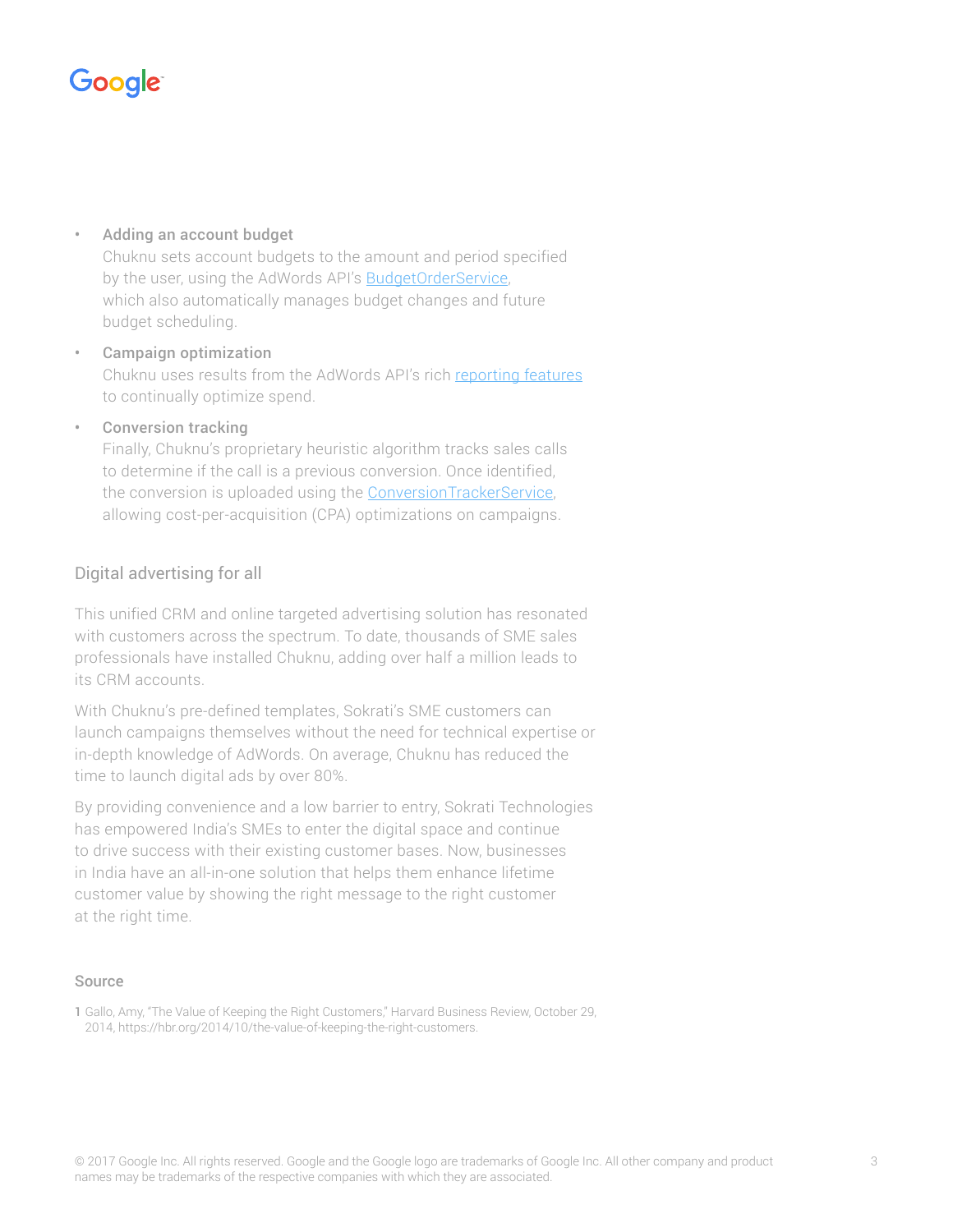- **Adding an account budget**
  Chuknu sets account budgets to the amount and period specified by the user, using the AdWords API's [BudgetOrderService](), which also automatically manages budget changes and future budget scheduling.

- **Campaign optimization**
  Chuknu uses results from the AdWords API's rich [reporting features]() to continually optimize spend.

- **Conversion tracking**
  Finally, Chuknu's proprietary heuristic algorithm tracks sales calls to determine if the call is a previous conversion. Once identified, the conversion is uploaded using the [ConversionTrackerService](), allowing cost-per-acquisition (CPA) optimizations on campaigns.

## Digital advertising for all

This unified CRM and online targeted advertising solution has resonated with customers across the spectrum. To date, thousands of SME sales professionals have installed Chuknu, adding over half a million leads to its CRM accounts.

With Chuknu's pre-defined templates, Sokrati's SME customers can launch campaigns themselves without the need for technical expertise or in-depth knowledge of AdWords. On average, Chuknu has reduced the time to launch digital ads by over 80%.

By providing convenience and a low barrier to entry, Sokrati Technologies has empowered India's SMEs to enter the digital space and continue to drive success with their existing customer bases. Now, businesses in India have an all-in-one solution that helps them enhance lifetime customer value by showing the right message to the right customer at the right time.

### Source

1 Gallo, Amy, "The Value of Keeping the Right Customers," Harvard Business Review, October 29, 2014, https://hbr.org/2014/10/the-value-of-keeping-the-right-customers.

© 2017 Google Inc. All rights reserved. Google and the Google logo are trademarks of Google Inc. All other company and product names may be trademarks of the respective companies with which they are associated.